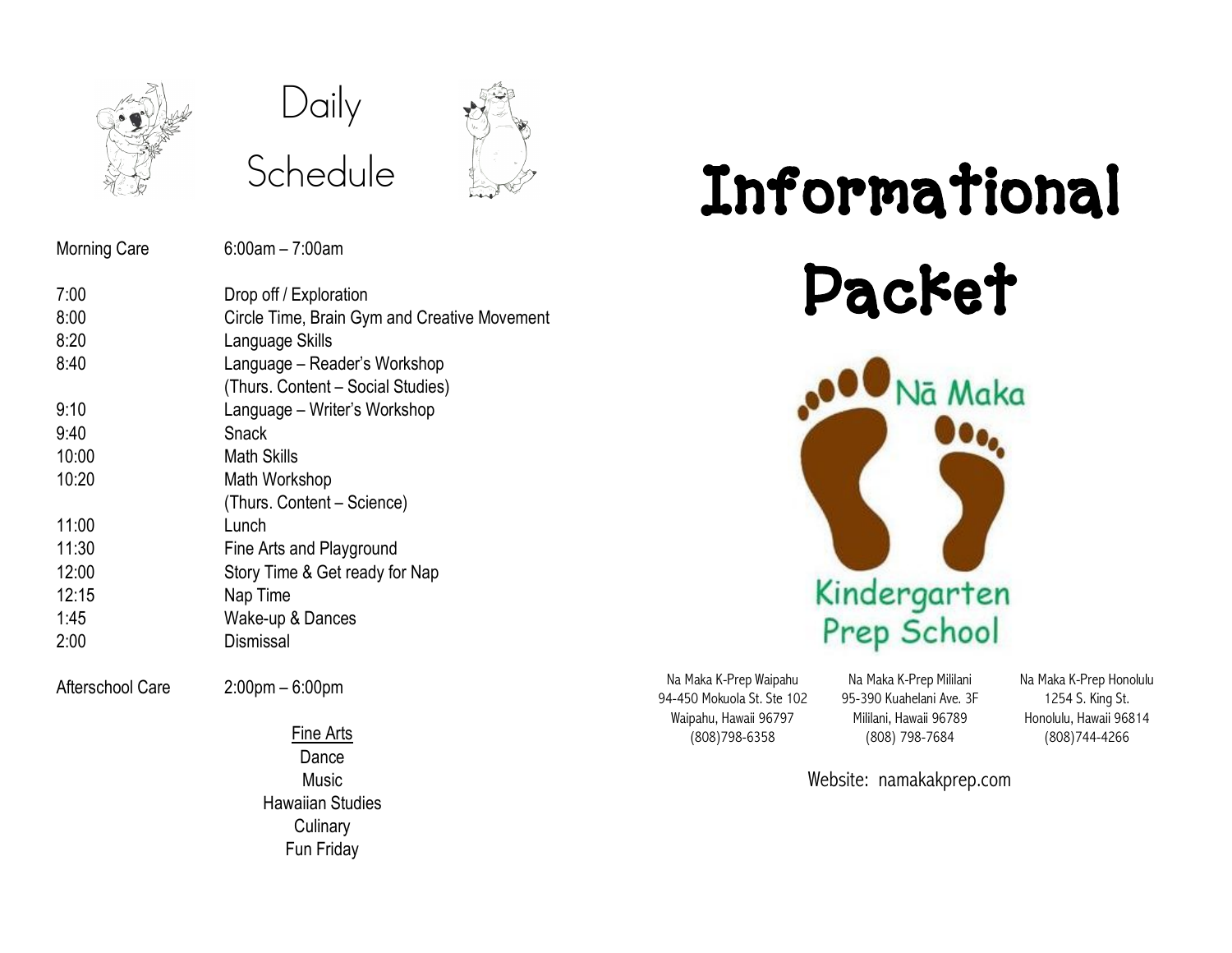# Daily Schedule

| | |
|---|---|
| Morning Care | 6:00am – 7:00am |
| 7:00 | Drop off / Exploration |
| 8:00 | Circle Time, Brain Gym and Creative Movement |
| 8:20 | Language Skills |
| 8:40 | Language – Reader's Workshop (Thurs. Content – Social Studies) |
| 9:10 | Language – Writer's Workshop |
| 9:40 | Snack |
| 10:00 | Math Skills |
| 10:20 | Math Workshop (Thurs. Content – Science) |
| 11:00 | Lunch |
| 11:30 | Fine Arts and Playground |
| 12:00 | Story Time & Get ready for Nap |
| 12:15 | Nap Time |
| 1:45 | Wake-up & Dances |
| 2:00 | Dismissal |
| Afterschool Care | 2:00pm – 6:00pm |

<u>Fine Arts</u>

Dance
Music
Hawaiian Studies
Culinary
Fun Friday

# Informational Packet

Nā Maka
Kindergarten Prep School

Na Maka K-Prep Waipahu
94-450 Mokuola St. Ste 102
Waipahu, Hawaii 96797
(808)798-6358

Na Maka K-Prep Mililani
95-390 Kuahelani Ave. 3F
Mililani, Hawaii 96789
(808) 798-7684

Na Maka K-Prep Honolulu
1254 S. King St.
Honolulu, Hawaii 96814
(808)744-4266

Website: namakakprep.com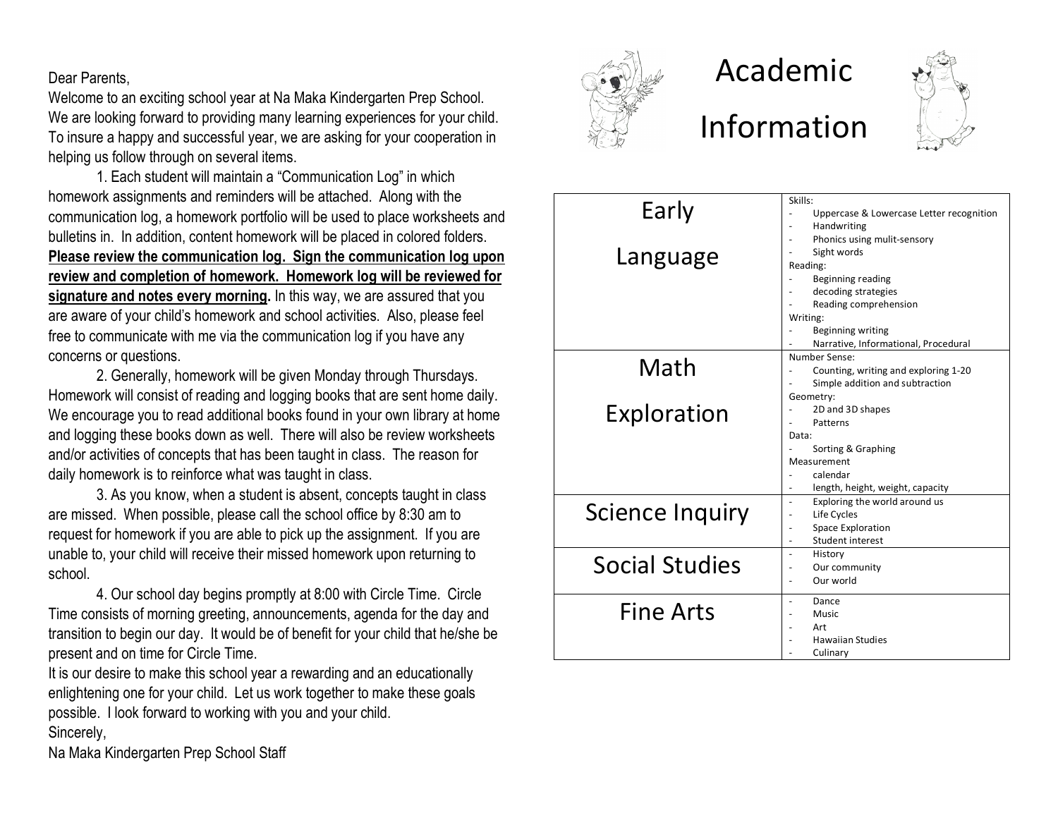Dear Parents,

Welcome to an exciting school year at Na Maka Kindergarten Prep School. We are looking forward to providing many learning experiences for your child. To insure a happy and successful year, we are asking for your cooperation in helping us follow through on several items.

1. Each student will maintain a "Communication Log" in which homework assignments and reminders will be attached. Along with the communication log, a homework portfolio will be used to place worksheets and bulletins in. In addition, content homework will be placed in colored folders. **Please review the communication log. Sign the communication log upon review and completion of homework. Homework log will be reviewed for signature and notes every morning.** In this way, we are assured that you are aware of your child's homework and school activities. Also, please feel free to communicate with me via the communication log if you have any concerns or questions.

2. Generally, homework will be given Monday through Thursdays. Homework will consist of reading and logging books that are sent home daily. We encourage you to read additional books found in your own library at home and logging these books down as well. There will also be review worksheets and/or activities of concepts that has been taught in class. The reason for daily homework is to reinforce what was taught in class.

3. As you know, when a student is absent, concepts taught in class are missed. When possible, please call the school office by 8:30 am to request for homework if you are able to pick up the assignment. If you are unable to, your child will receive their missed homework upon returning to school.

4. Our school day begins promptly at 8:00 with Circle Time. Circle Time consists of morning greeting, announcements, agenda for the day and transition to begin our day. It would be of benefit for your child that he/she be present and on time for Circle Time.

It is our desire to make this school year a rewarding and an educationally enlightening one for your child. Let us work together to make these goals possible. I look forward to working with you and your child.

Sincerely,

Na Maka Kindergarten Prep School Staff

# Academic Information

| | |
|---|---|
| Early Language | Skills:<br>- Uppercase & Lowercase Letter recognition<br>- Handwriting<br>- Phonics using mulit-sensory<br>- Sight words<br>Reading:<br>- Beginning reading<br>- decoding strategies<br>- Reading comprehension<br>Writing:<br>- Beginning writing<br>- Narrative, Informational, Procedural |
| Math Exploration | Number Sense:<br>- Counting, writing and exploring 1-20<br>- Simple addition and subtraction<br>Geometry:<br>- 2D and 3D shapes<br>- Patterns<br>Data:<br>- Sorting & Graphing<br>Measurement<br>- calendar<br>- length, height, weight, capacity |
| Science Inquiry | - Exploring the world around us<br>- Life Cycles<br>- Space Exploration<br>- Student interest |
| Social Studies | - History<br>- Our community<br>- Our world |
| Fine Arts | - Dance<br>- Music<br>- Art<br>- Hawaiian Studies<br>- Culinary |